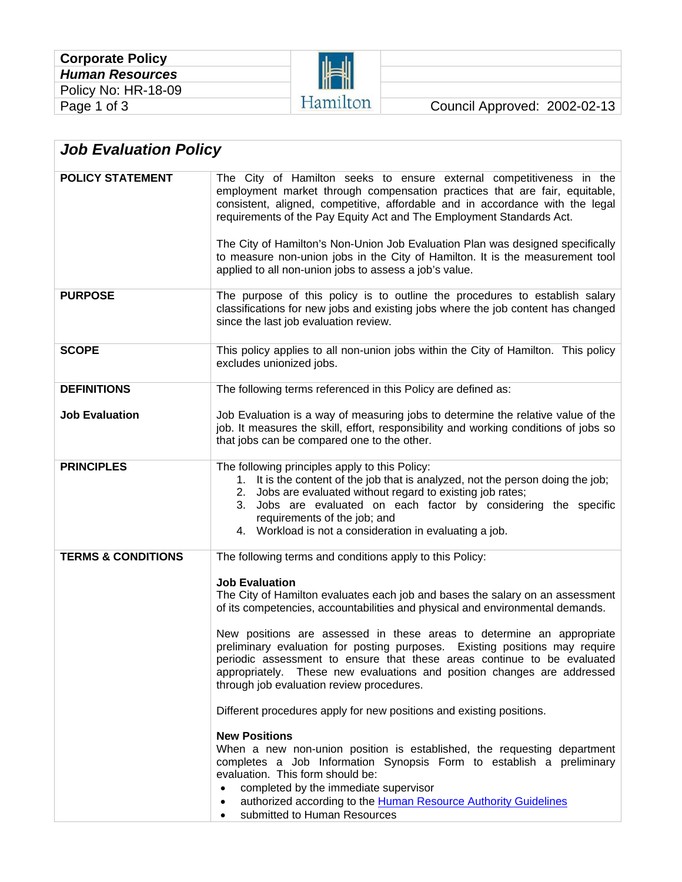| | | |
|---|---|---|
| **Corporate Policy** | Hamilton | |
| ***Human Resources*** | | |
| Policy No: HR-18-09 | | |
| | | Council Approved: 2002-02-13 |

# *Job Evaluation Policy*

**POLICY STATEMENT**

The City of Hamilton seeks to ensure external competitiveness in the employment market through compensation practices that are fair, equitable, consistent, aligned, competitive, affordable and in accordance with the legal requirements of the Pay Equity Act and The Employment Standards Act.

The City of Hamilton's Non-Union Job Evaluation Plan was designed specifically to measure non-union jobs in the City of Hamilton. It is the measurement tool applied to all non-union jobs to assess a job's value.

**PURPOSE**

The purpose of this policy is to outline the procedures to establish salary classifications for new jobs and existing jobs where the job content has changed since the last job evaluation review.

**SCOPE**

This policy applies to all non-union jobs within the City of Hamilton. This policy excludes unionized jobs.

**DEFINITIONS**

The following terms referenced in this Policy are defined as:

**Job Evaluation**

Job Evaluation is a way of measuring jobs to determine the relative value of the job. It measures the skill, effort, responsibility and working conditions of jobs so that jobs can be compared one to the other.

**PRINCIPLES**

The following principles apply to this Policy:

1. It is the content of the job that is analyzed, not the person doing the job;
2. Jobs are evaluated without regard to existing job rates;
3. Jobs are evaluated on each factor by considering the specific requirements of the job; and
4. Workload is not a consideration in evaluating a job.

**TERMS & CONDITIONS**

The following terms and conditions apply to this Policy:

**Job Evaluation**

The City of Hamilton evaluates each job and bases the salary on an assessment of its competencies, accountabilities and physical and environmental demands.

New positions are assessed in these areas to determine an appropriate preliminary evaluation for posting purposes. Existing positions may require periodic assessment to ensure that these areas continue to be evaluated appropriately. These new evaluations and position changes are addressed through job evaluation review procedures.

Different procedures apply for new positions and existing positions.

**New Positions**

When a new non-union position is established, the requesting department completes a Job Information Synopsis Form to establish a preliminary evaluation. This form should be:

- completed by the immediate supervisor
- authorized according to the Human Resource Authority Guidelines
- submitted to Human Resources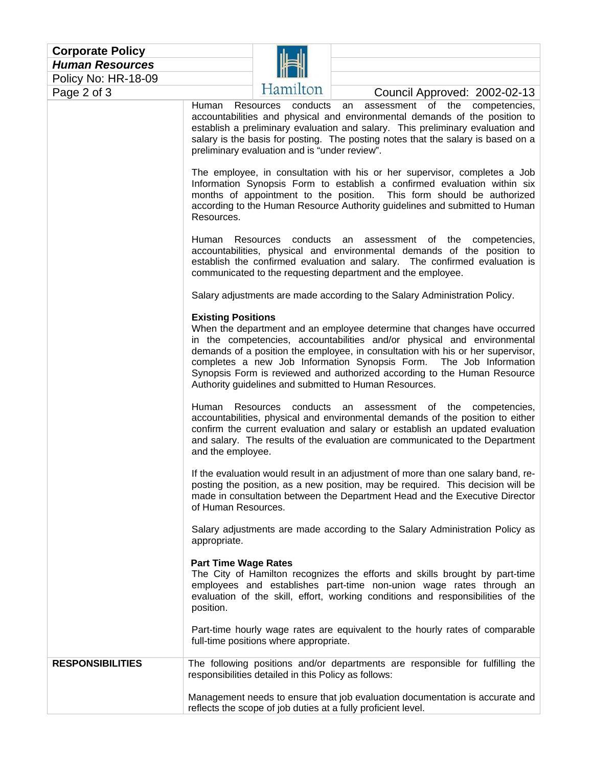Human Resources conducts an assessment of the competencies, accountabilities and physical and environmental demands of the position to establish a preliminary evaluation and salary. This preliminary evaluation and salary is the basis for posting. The posting notes that the salary is based on a preliminary evaluation and is "under review".

The employee, in consultation with his or her supervisor, completes a Job Information Synopsis Form to establish a confirmed evaluation within six months of appointment to the position. This form should be authorized according to the Human Resource Authority guidelines and submitted to Human Resources.

Human Resources conducts an assessment of the competencies, accountabilities, physical and environmental demands of the position to establish the confirmed evaluation and salary. The confirmed evaluation is communicated to the requesting department and the employee.

Salary adjustments are made according to the Salary Administration Policy.

**Existing Positions**

When the department and an employee determine that changes have occurred in the competencies, accountabilities and/or physical and environmental demands of a position the employee, in consultation with his or her supervisor, completes a new Job Information Synopsis Form. The Job Information Synopsis Form is reviewed and authorized according to the Human Resource Authority guidelines and submitted to Human Resources.

Human Resources conducts an assessment of the competencies, accountabilities, physical and environmental demands of the position to either confirm the current evaluation and salary or establish an updated evaluation and salary. The results of the evaluation are communicated to the Department and the employee.

If the evaluation would result in an adjustment of more than one salary band, re-posting the position, as a new position, may be required. This decision will be made in consultation between the Department Head and the Executive Director of Human Resources.

Salary adjustments are made according to the Salary Administration Policy as appropriate.

**Part Time Wage Rates**

The City of Hamilton recognizes the efforts and skills brought by part-time employees and establishes part-time non-union wage rates through an evaluation of the skill, effort, working conditions and responsibilities of the position.

Part-time hourly wage rates are equivalent to the hourly rates of comparable full-time positions where appropriate.

**RESPONSIBILITIES**

The following positions and/or departments are responsible for fulfilling the responsibilities detailed in this Policy as follows:

Management needs to ensure that job evaluation documentation is accurate and reflects the scope of job duties at a fully proficient level.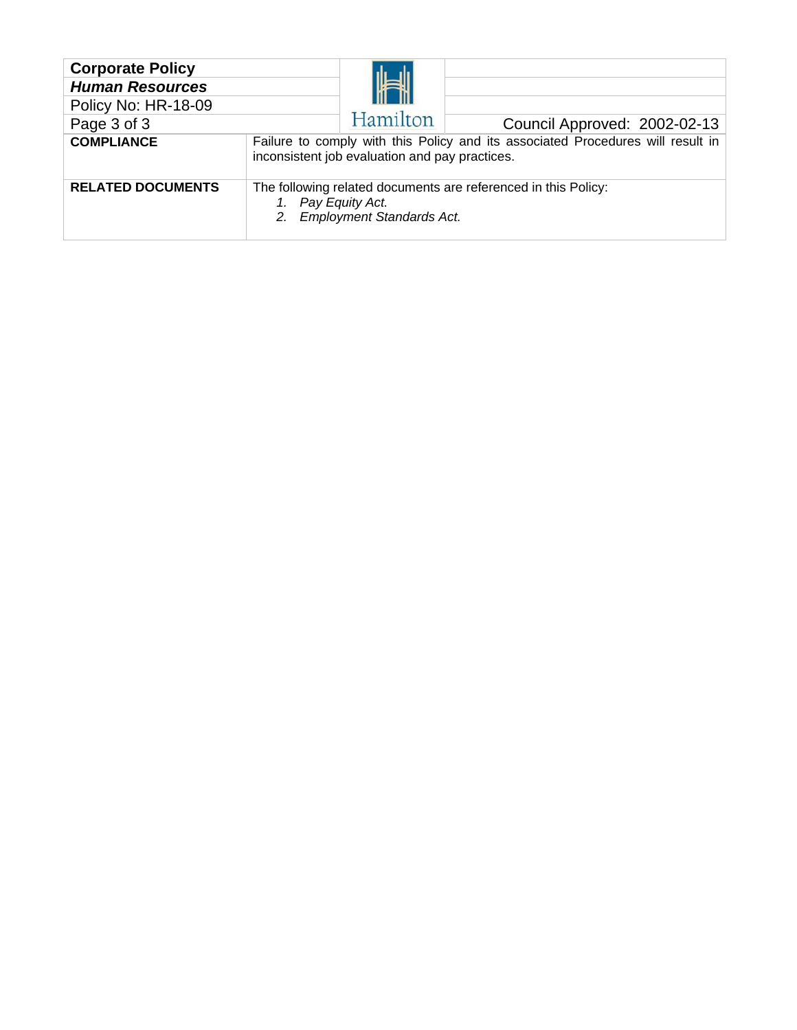| | |
|---|---|
| **COMPLIANCE** | Failure to comply with this Policy and its associated Procedures will result in inconsistent job evaluation and pay practices. |
| **RELATED DOCUMENTS** | The following related documents are referenced in this Policy:<br>1. *Pay Equity Act.*<br>2. *Employment Standards Act.* |